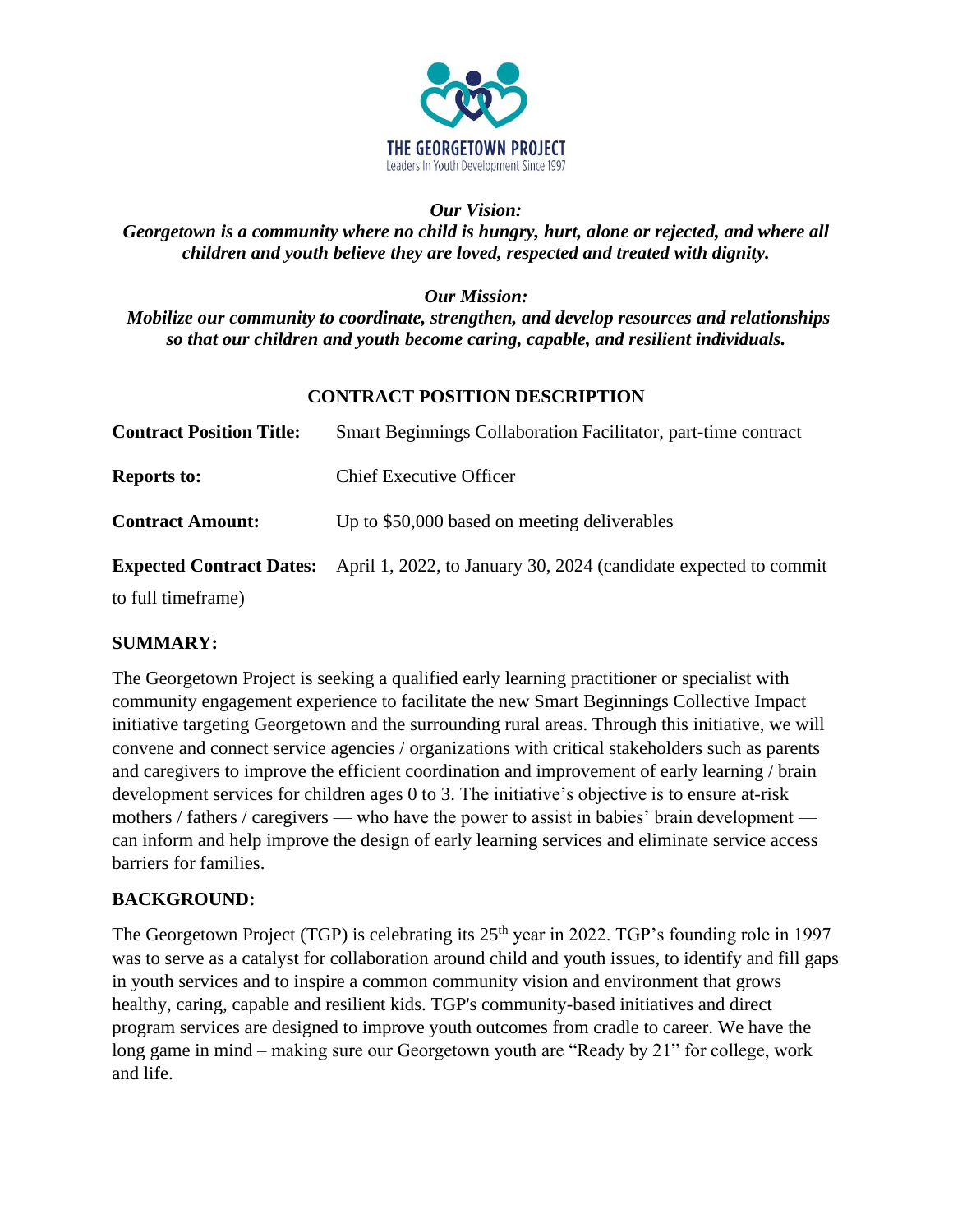THE GEORGETOWN PROJECT
Leaders In Youth Development Since 1997

***Our Vision:***
***Georgetown is a community where no child is hungry, hurt, alone or rejected, and where all children and youth believe they are loved, respected and treated with dignity.***

***Our Mission:***
***Mobilize our community to coordinate, strengthen, and develop resources and relationships so that our children and youth become caring, capable, and resilient individuals.***

## CONTRACT POSITION DESCRIPTION

**Contract Position Title:** Smart Beginnings Collaboration Facilitator, part-time contract

**Reports to:** Chief Executive Officer

**Contract Amount:** Up to $50,000 based on meeting deliverables

**Expected Contract Dates:** April 1, 2022, to January 30, 2024 (candidate expected to commit to full timeframe)

### SUMMARY:

The Georgetown Project is seeking a qualified early learning practitioner or specialist with community engagement experience to facilitate the new Smart Beginnings Collective Impact initiative targeting Georgetown and the surrounding rural areas. Through this initiative, we will convene and connect service agencies / organizations with critical stakeholders such as parents and caregivers to improve the efficient coordination and improvement of early learning / brain development services for children ages 0 to 3. The initiative's objective is to ensure at-risk mothers / fathers / caregivers — who have the power to assist in babies' brain development — can inform and help improve the design of early learning services and eliminate service access barriers for families.

### BACKGROUND:

The Georgetown Project (TGP) is celebrating its 25th year in 2022. TGP's founding role in 1997 was to serve as a catalyst for collaboration around child and youth issues, to identify and fill gaps in youth services and to inspire a common community vision and environment that grows healthy, caring, capable and resilient kids. TGP's community-based initiatives and direct program services are designed to improve youth outcomes from cradle to career. We have the long game in mind – making sure our Georgetown youth are "Ready by 21" for college, work and life.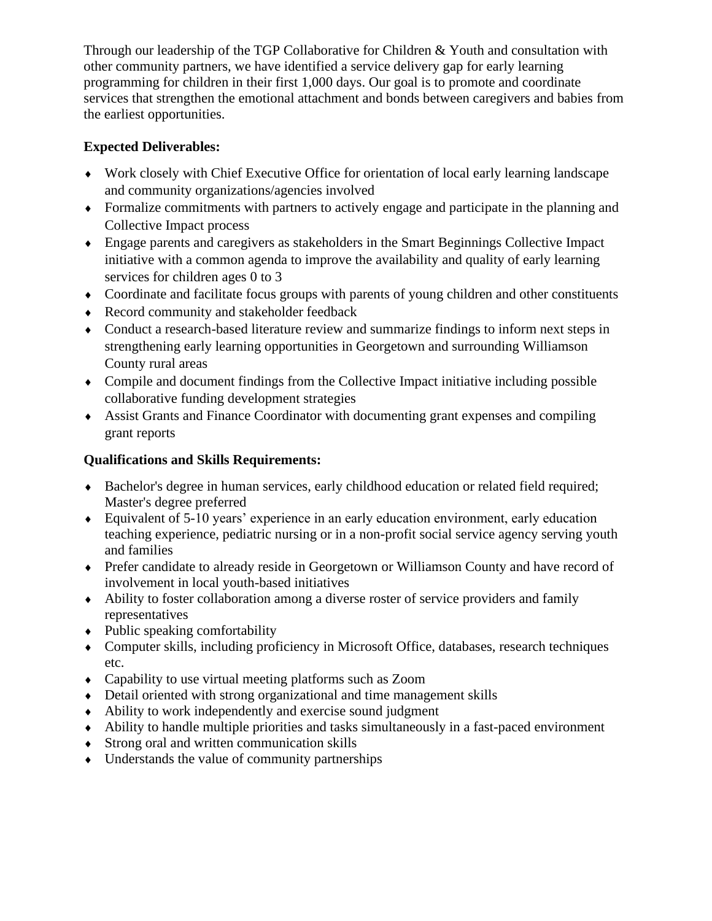Through our leadership of the TGP Collaborative for Children & Youth and consultation with other community partners, we have identified a service delivery gap for early learning programming for children in their first 1,000 days. Our goal is to promote and coordinate services that strengthen the emotional attachment and bonds between caregivers and babies from the earliest opportunities.

**Expected Deliverables:**

- Work closely with Chief Executive Office for orientation of local early learning landscape and community organizations/agencies involved
- Formalize commitments with partners to actively engage and participate in the planning and Collective Impact process
- Engage parents and caregivers as stakeholders in the Smart Beginnings Collective Impact initiative with a common agenda to improve the availability and quality of early learning services for children ages 0 to 3
- Coordinate and facilitate focus groups with parents of young children and other constituents
- Record community and stakeholder feedback
- Conduct a research-based literature review and summarize findings to inform next steps in strengthening early learning opportunities in Georgetown and surrounding Williamson County rural areas
- Compile and document findings from the Collective Impact initiative including possible collaborative funding development strategies
- Assist Grants and Finance Coordinator with documenting grant expenses and compiling grant reports

**Qualifications and Skills Requirements:**

- Bachelor's degree in human services, early childhood education or related field required; Master's degree preferred
- Equivalent of 5-10 years' experience in an early education environment, early education teaching experience, pediatric nursing or in a non-profit social service agency serving youth and families
- Prefer candidate to already reside in Georgetown or Williamson County and have record of involvement in local youth-based initiatives
- Ability to foster collaboration among a diverse roster of service providers and family representatives
- Public speaking comfortability
- Computer skills, including proficiency in Microsoft Office, databases, research techniques etc.
- Capability to use virtual meeting platforms such as Zoom
- Detail oriented with strong organizational and time management skills
- Ability to work independently and exercise sound judgment
- Ability to handle multiple priorities and tasks simultaneously in a fast-paced environment
- Strong oral and written communication skills
- Understands the value of community partnerships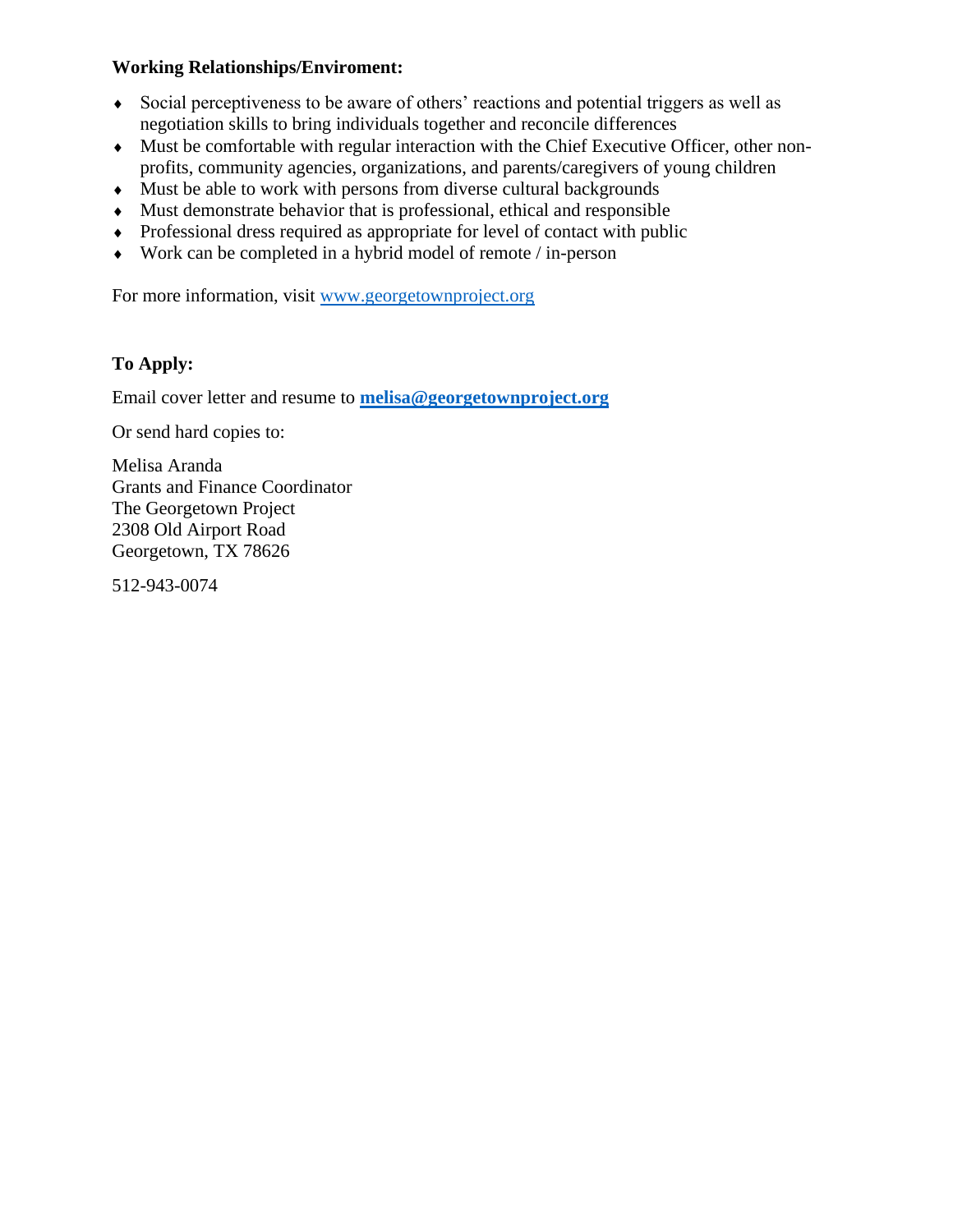**Working Relationships/Enviroment:**

- Social perceptiveness to be aware of others' reactions and potential triggers as well as negotiation skills to bring individuals together and reconcile differences
- Must be comfortable with regular interaction with the Chief Executive Officer, other non-profits, community agencies, organizations, and parents/caregivers of young children
- Must be able to work with persons from diverse cultural backgrounds
- Must demonstrate behavior that is professional, ethical and responsible
- Professional dress required as appropriate for level of contact with public
- Work can be completed in a hybrid model of remote / in-person

For more information, visit www.georgetownproject.org

**To Apply:**

Email cover letter and resume to **melisa@georgetownproject.org**

Or send hard copies to:

Melisa Aranda
Grants and Finance Coordinator
The Georgetown Project
2308 Old Airport Road
Georgetown, TX 78626

512-943-0074